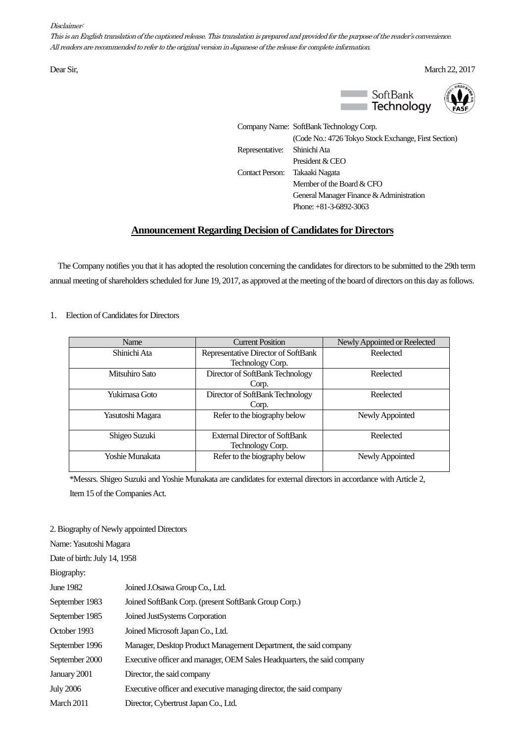*Disclaimer:*
*This is an English translation of the captioned release. This translation is prepared and provided for the purpose of the reader's convenience.*
*All readers are recommended to refer to the original version in Japanese of the release for complete information.*

Dear Sir,

March 22, 2017

SoftBank Technology

Company Name: SoftBank Technology Corp.
(Code No.: 4726 Tokyo Stock Exchange, First Section)
Representative: Shinichi Ata
President & CEO
Contact Person: Takaaki Nagata
Member of the Board & CFO
General Manager Finance & Administration
Phone: +81-3-6892-3063

## Announcement Regarding Decision of Candidates for Directors

The Company notifies you that it has adopted the resolution concerning the candidates for directors to be submitted to the 29th term annual meeting of shareholders scheduled for June 19, 2017, as approved at the meeting of the board of directors on this day as follows.

1. Election of Candidates for Directors

| Name | Current Position | Newly Appointed or Reelected |
|---|---|---|
| Shinichi Ata | Representative Director of SoftBank Technology Corp. | Reelected |
| Mitsuhiro Sato | Director of SoftBank Technology Corp. | Reelected |
| Yukimasa Goto | Director of SoftBank Technology Corp. | Reelected |
| Yasutoshi Magara | Refer to the biography below | Newly Appointed |
| Shigeo Suzuki | External Director of SoftBank Technology Corp. | Reelected |
| Yoshie Munakata | Refer to the biography below | Newly Appointed |

*Messrs. Shigeo Suzuki and Yoshie Munakata are candidates for external directors in accordance with Article 2, Item 15 of the Companies Act.

2. Biography of Newly appointed Directors

Name: Yasutoshi Magara

Date of birth: July 14, 1958

Biography:

| | |
|---|---|
| June 1982 | Joined J.Osawa Group Co., Ltd. |
| September 1983 | Joined SoftBank Corp. (present SoftBank Group Corp.) |
| September 1985 | Joined JustSystems Corporation |
| October 1993 | Joined Microsoft Japan Co., Ltd. |
| September 1996 | Manager, Desktop Product Management Department, the said company |
| September 2000 | Executive officer and manager, OEM Sales Headquarters, the said company |
| January 2001 | Director, the said company |
| July 2006 | Executive officer and executive managing director, the said company |
| March 2011 | Director, Cybertrust Japan Co., Ltd. |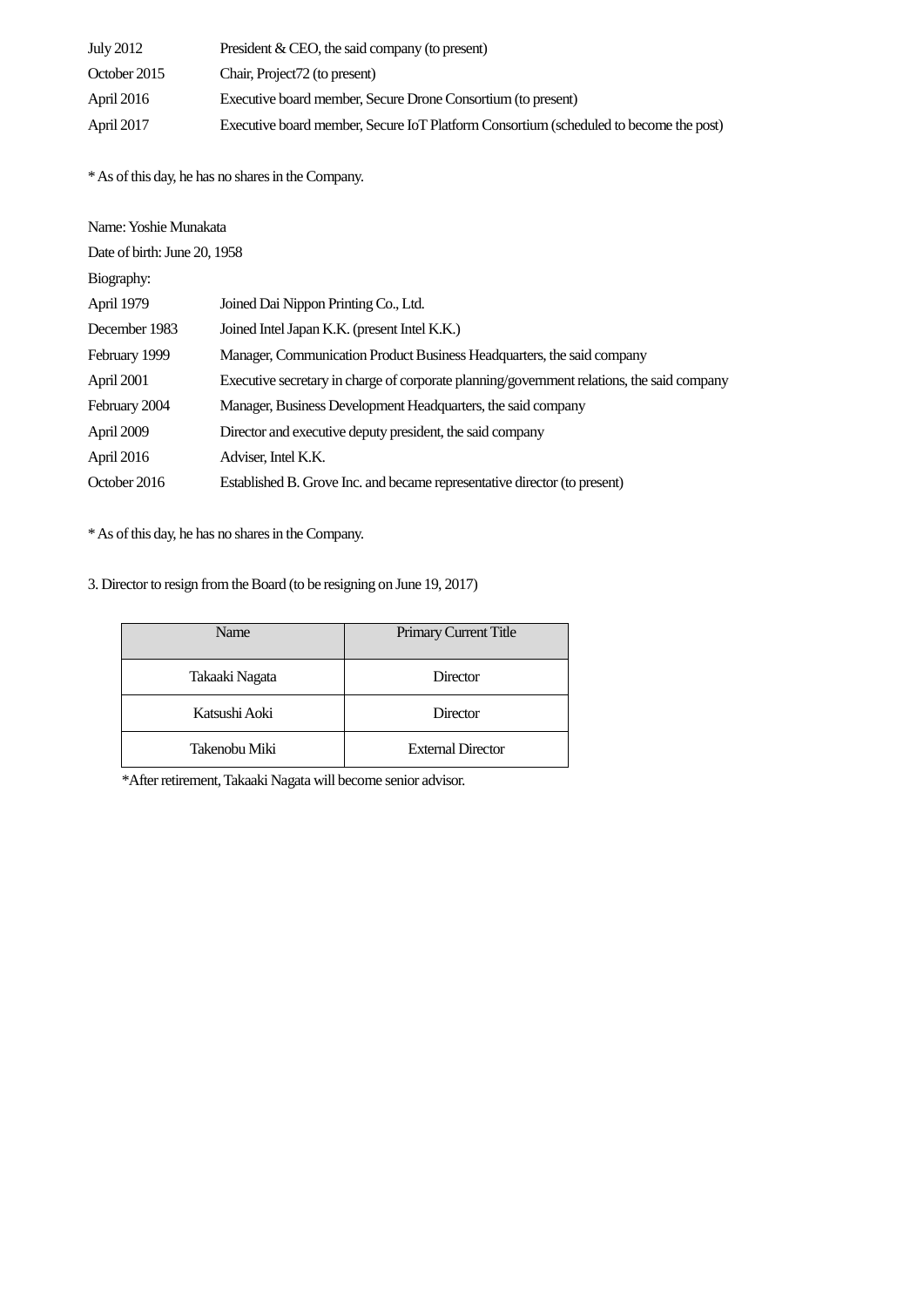| | |
|---|---|
| July 2012 | President & CEO, the said company (to present) |
| October 2015 | Chair, Project72 (to present) |
| April 2016 | Executive board member, Secure Drone Consortium (to present) |
| April 2017 | Executive board member, Secure IoT Platform Consortium (scheduled to become the post) |

* As of this day, he has no shares in the Company.

Name: Yoshie Munakata

Date of birth: June 20, 1958

Biography:

| | |
|---|---|
| April 1979 | Joined Dai Nippon Printing Co., Ltd. |
| December 1983 | Joined Intel Japan K.K. (present Intel K.K.) |
| February 1999 | Manager, Communication Product Business Headquarters, the said company |
| April 2001 | Executive secretary in charge of corporate planning/government relations, the said company |
| February 2004 | Manager, Business Development Headquarters, the said company |
| April 2009 | Director and executive deputy president, the said company |
| April 2016 | Adviser, Intel K.K. |
| October 2016 | Established B. Grove Inc. and became representative director (to present) |

* As of this day, he has no shares in the Company.

3. Director to resign from the Board (to be resigning on June 19, 2017)

| Name | Primary Current Title |
|---|---|
| Takaaki Nagata | Director |
| Katsushi Aoki | Director |
| Takenobu Miki | External Director |

*After retirement, Takaaki Nagata will become senior advisor.